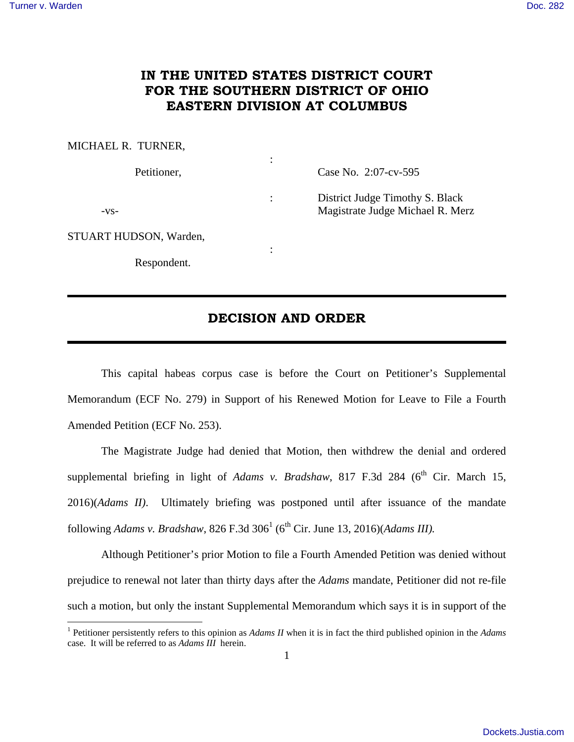# IN THE UNITED STATES DISTRICT COURT FOR THE SOUTHERN DISTRICT OF OHIO EASTERN DIVISION AT COLUMBUS

MICHAEL R. TURNER,

Petitioner, : Case No. 2:07-cv-595

: District Judge Timothy S. Black
-vs- Magistrate Judge Michael R. Merz

STUART HUDSON, Warden,

:

Respondent.

---

## DECISION AND ORDER

---

This capital habeas corpus case is before the Court on Petitioner's Supplemental Memorandum (ECF No. 279) in Support of his Renewed Motion for Leave to File a Fourth Amended Petition (ECF No. 253).

The Magistrate Judge had denied that Motion, then withdrew the denial and ordered supplemental briefing in light of *Adams v. Bradshaw*, 817 F.3d 284 (6th Cir. March 15, 2016)(*Adams II*). Ultimately briefing was postponed until after issuance of the mandate following *Adams v. Bradshaw*, 826 F.3d 306[1] (6th Cir. June 13, 2016)(*Adams III).*

Although Petitioner's prior Motion to file a Fourth Amended Petition was denied without prejudice to renewal not later than thirty days after the *Adams* mandate, Petitioner did not re-file such a motion, but only the instant Supplemental Memorandum which says it is in support of the

[1] Petitioner persistently refers to this opinion as *Adams II* when it is in fact the third published opinion in the *Adams* case. It will be referred to as *Adams III* herein.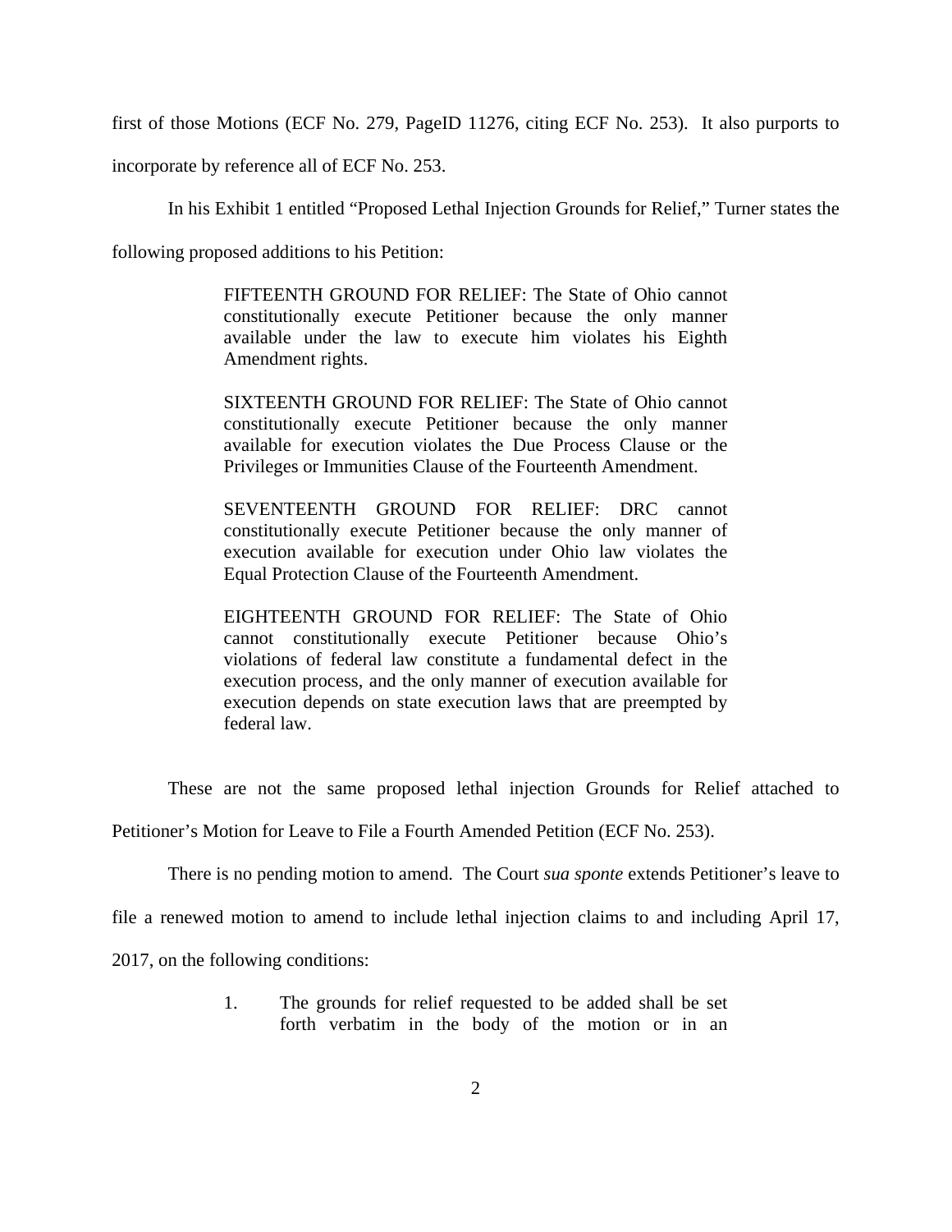first of those Motions (ECF No. 279, PageID 11276, citing ECF No. 253). It also purports to incorporate by reference all of ECF No. 253.

In his Exhibit 1 entitled "Proposed Lethal Injection Grounds for Relief," Turner states the following proposed additions to his Petition:

> FIFTEENTH GROUND FOR RELIEF: The State of Ohio cannot constitutionally execute Petitioner because the only manner available under the law to execute him violates his Eighth Amendment rights.
>
> SIXTEENTH GROUND FOR RELIEF: The State of Ohio cannot constitutionally execute Petitioner because the only manner available for execution violates the Due Process Clause or the Privileges or Immunities Clause of the Fourteenth Amendment.
>
> SEVENTEENTH GROUND FOR RELIEF: DRC cannot constitutionally execute Petitioner because the only manner of execution available for execution under Ohio law violates the Equal Protection Clause of the Fourteenth Amendment.
>
> EIGHTEENTH GROUND FOR RELIEF: The State of Ohio cannot constitutionally execute Petitioner because Ohio's violations of federal law constitute a fundamental defect in the execution process, and the only manner of execution available for execution depends on state execution laws that are preempted by federal law.

These are not the same proposed lethal injection Grounds for Relief attached to Petitioner's Motion for Leave to File a Fourth Amended Petition (ECF No. 253).

There is no pending motion to amend. The Court *sua sponte* extends Petitioner's leave to file a renewed motion to amend to include lethal injection claims to and including April 17, 2017, on the following conditions:

1. The grounds for relief requested to be added shall be set forth verbatim in the body of the motion or in an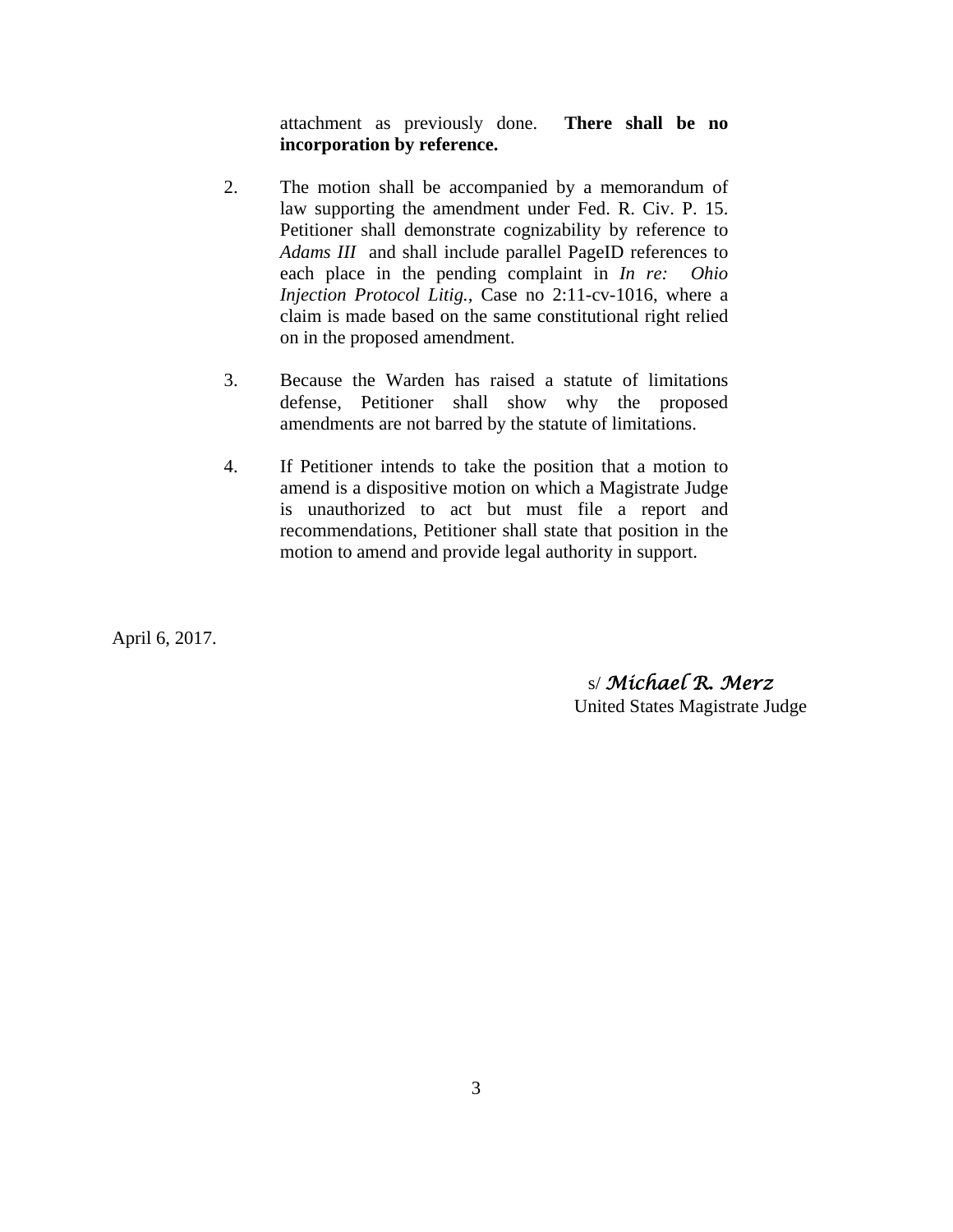attachment as previously done. **There shall be no incorporation by reference.**

2. The motion shall be accompanied by a memorandum of law supporting the amendment under Fed. R. Civ. P. 15. Petitioner shall demonstrate cognizability by reference to *Adams III* and shall include parallel PageID references to each place in the pending complaint in *In re: Ohio Injection Protocol Litig.*, Case no 2:11-cv-1016, where a claim is made based on the same constitutional right relied on in the proposed amendment.

3. Because the Warden has raised a statute of limitations defense, Petitioner shall show why the proposed amendments are not barred by the statute of limitations.

4. If Petitioner intends to take the position that a motion to amend is a dispositive motion on which a Magistrate Judge is unauthorized to act but must file a report and recommendations, Petitioner shall state that position in the motion to amend and provide legal authority in support.

April 6, 2017.

s/ *Michael R. Merz*
United States Magistrate Judge